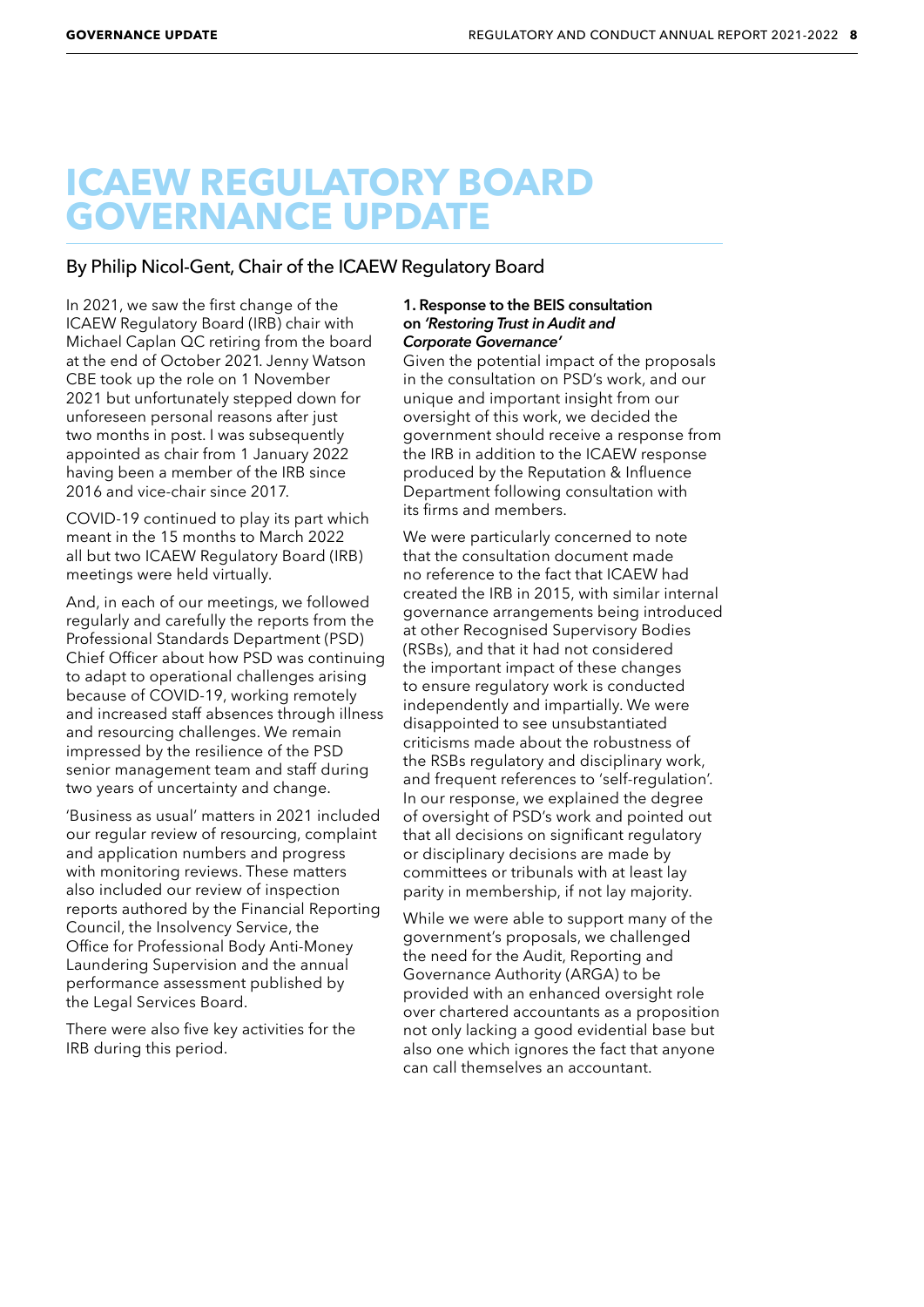# ICAEW REGULATORY BOARD GOVERNANCE UPDATE

## By Philip Nicol-Gent, Chair of the ICAEW Regulatory Board

In 2021, we saw the first change of the ICAEW Regulatory Board (IRB) chair with Michael Caplan QC retiring from the board at the end of October 2021. Jenny Watson CBE took up the role on 1 November 2021 but unfortunately stepped down for unforeseen personal reasons after just two months in post. I was subsequently appointed as chair from 1 January 2022 having been a member of the IRB since 2016 and vice-chair since 2017.

COVID-19 continued to play its part which meant in the 15 months to March 2022 all but two ICAEW Regulatory Board (IRB) meetings were held virtually.

And, in each of our meetings, we followed regularly and carefully the reports from the Professional Standards Department (PSD) Chief Officer about how PSD was continuing to adapt to operational challenges arising because of COVID-19, working remotely and increased staff absences through illness and resourcing challenges. We remain impressed by the resilience of the PSD senior management team and staff during two years of uncertainty and change.

'Business as usual' matters in 2021 included our regular review of resourcing, complaint and application numbers and progress with monitoring reviews. These matters also included our review of inspection reports authored by the Financial Reporting Council, the Insolvency Service, the Office for Professional Body Anti-Money Laundering Supervision and the annual performance assessment published by the Legal Services Board.

There were also five key activities for the IRB during this period.

**1. Response to the BEIS consultation on *'Restoring Trust in Audit and Corporate Governance'***

Given the potential impact of the proposals in the consultation on PSD's work, and our unique and important insight from our oversight of this work, we decided the government should receive a response from the IRB in addition to the ICAEW response produced by the Reputation & Influence Department following consultation with its firms and members.

We were particularly concerned to note that the consultation document made no reference to the fact that ICAEW had created the IRB in 2015, with similar internal governance arrangements being introduced at other Recognised Supervisory Bodies (RSBs), and that it had not considered the important impact of these changes to ensure regulatory work is conducted independently and impartially. We were disappointed to see unsubstantiated criticisms made about the robustness of the RSBs regulatory and disciplinary work, and frequent references to 'self-regulation'. In our response, we explained the degree of oversight of PSD's work and pointed out that all decisions on significant regulatory or disciplinary decisions are made by committees or tribunals with at least lay parity in membership, if not lay majority.

While we were able to support many of the government's proposals, we challenged the need for the Audit, Reporting and Governance Authority (ARGA) to be provided with an enhanced oversight role over chartered accountants as a proposition not only lacking a good evidential base but also one which ignores the fact that anyone can call themselves an accountant.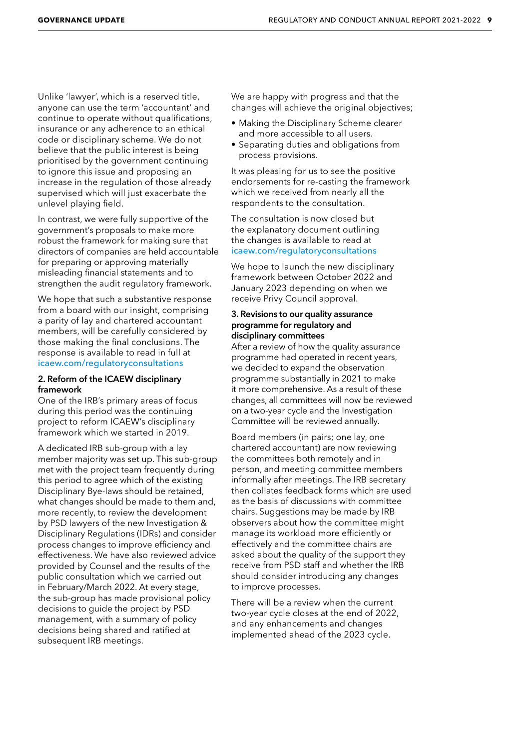Unlike 'lawyer', which is a reserved title, anyone can use the term 'accountant' and continue to operate without qualifications, insurance or any adherence to an ethical code or disciplinary scheme. We do not believe that the public interest is being prioritised by the government continuing to ignore this issue and proposing an increase in the regulation of those already supervised which will just exacerbate the unlevel playing field.

In contrast, we were fully supportive of the government's proposals to make more robust the framework for making sure that directors of companies are held accountable for preparing or approving materially misleading financial statements and to strengthen the audit regulatory framework.

We hope that such a substantive response from a board with our insight, comprising a parity of lay and chartered accountant members, will be carefully considered by those making the final conclusions. The response is available to read in full at icaew.com/regulatoryconsultations

**2. Reform of the ICAEW disciplinary framework**

One of the IRB's primary areas of focus during this period was the continuing project to reform ICAEW's disciplinary framework which we started in 2019.

A dedicated IRB sub-group with a lay member majority was set up. This sub-group met with the project team frequently during this period to agree which of the existing Disciplinary Bye-laws should be retained, what changes should be made to them and, more recently, to review the development by PSD lawyers of the new Investigation & Disciplinary Regulations (IDRs) and consider process changes to improve efficiency and effectiveness. We have also reviewed advice provided by Counsel and the results of the public consultation which we carried out in February/March 2022. At every stage, the sub-group has made provisional policy decisions to guide the project by PSD management, with a summary of policy decisions being shared and ratified at subsequent IRB meetings.

We are happy with progress and that the changes will achieve the original objectives;

- Making the Disciplinary Scheme clearer and more accessible to all users.
- Separating duties and obligations from process provisions.

It was pleasing for us to see the positive endorsements for re-casting the framework which we received from nearly all the respondents to the consultation.

The consultation is now closed but the explanatory document outlining the changes is available to read at icaew.com/regulatoryconsultations

We hope to launch the new disciplinary framework between October 2022 and January 2023 depending on when we receive Privy Council approval.

**3. Revisions to our quality assurance programme for regulatory and disciplinary committees**

After a review of how the quality assurance programme had operated in recent years, we decided to expand the observation programme substantially in 2021 to make it more comprehensive. As a result of these changes, all committees will now be reviewed on a two-year cycle and the Investigation Committee will be reviewed annually.

Board members (in pairs; one lay, one chartered accountant) are now reviewing the committees both remotely and in person, and meeting committee members informally after meetings. The IRB secretary then collates feedback forms which are used as the basis of discussions with committee chairs. Suggestions may be made by IRB observers about how the committee might manage its workload more efficiently or effectively and the committee chairs are asked about the quality of the support they receive from PSD staff and whether the IRB should consider introducing any changes to improve processes.

There will be a review when the current two-year cycle closes at the end of 2022, and any enhancements and changes implemented ahead of the 2023 cycle.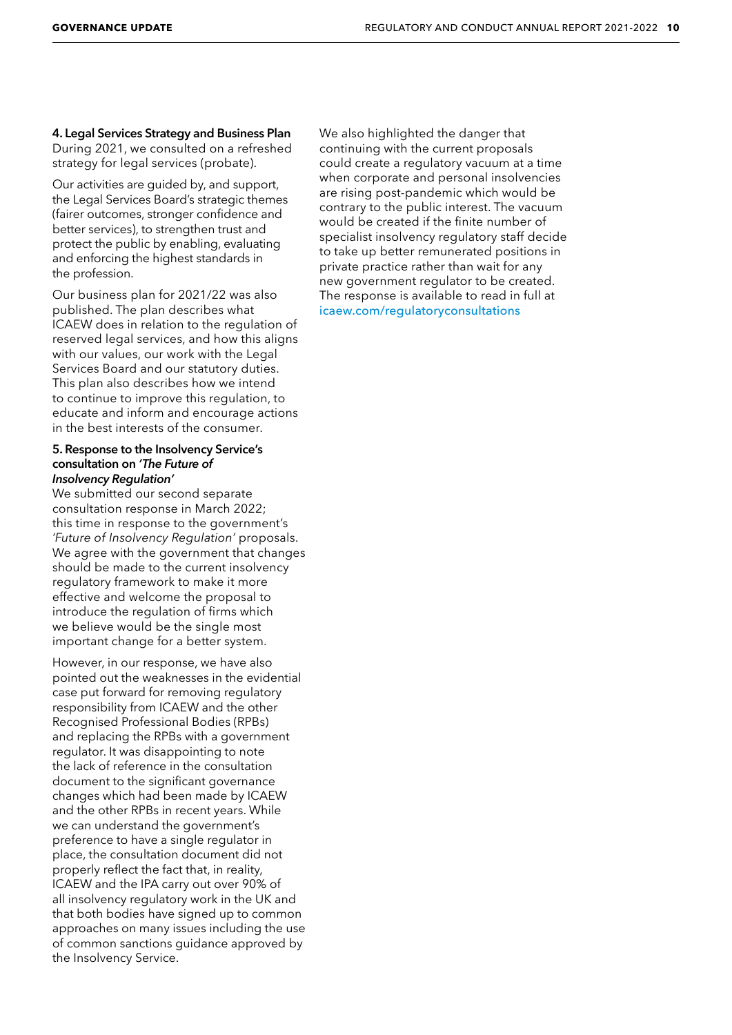#### 4. Legal Services Strategy and Business Plan

During 2021, we consulted on a refreshed strategy for legal services (probate).

Our activities are guided by, and support, the Legal Services Board's strategic themes (fairer outcomes, stronger confidence and better services), to strengthen trust and protect the public by enabling, evaluating and enforcing the highest standards in the profession.

Our business plan for 2021/22 was also published. The plan describes what ICAEW does in relation to the regulation of reserved legal services, and how this aligns with our values, our work with the Legal Services Board and our statutory duties. This plan also describes how we intend to continue to improve this regulation, to educate and inform and encourage actions in the best interests of the consumer.

#### 5. Response to the Insolvency Service's consultation on *'The Future of Insolvency Regulation'*

We submitted our second separate consultation response in March 2022; this time in response to the government's *'Future of Insolvency Regulation'* proposals. We agree with the government that changes should be made to the current insolvency regulatory framework to make it more effective and welcome the proposal to introduce the regulation of firms which we believe would be the single most important change for a better system.

However, in our response, we have also pointed out the weaknesses in the evidential case put forward for removing regulatory responsibility from ICAEW and the other Recognised Professional Bodies (RPBs) and replacing the RPBs with a government regulator. It was disappointing to note the lack of reference in the consultation document to the significant governance changes which had been made by ICAEW and the other RPBs in recent years. While we can understand the government's preference to have a single regulator in place, the consultation document did not properly reflect the fact that, in reality, ICAEW and the IPA carry out over 90% of all insolvency regulatory work in the UK and that both bodies have signed up to common approaches on many issues including the use of common sanctions guidance approved by the Insolvency Service.

We also highlighted the danger that continuing with the current proposals could create a regulatory vacuum at a time when corporate and personal insolvencies are rising post-pandemic which would be contrary to the public interest. The vacuum would be created if the finite number of specialist insolvency regulatory staff decide to take up better remunerated positions in private practice rather than wait for any new government regulator to be created. The response is available to read in full at icaew.com/regulatoryconsultations